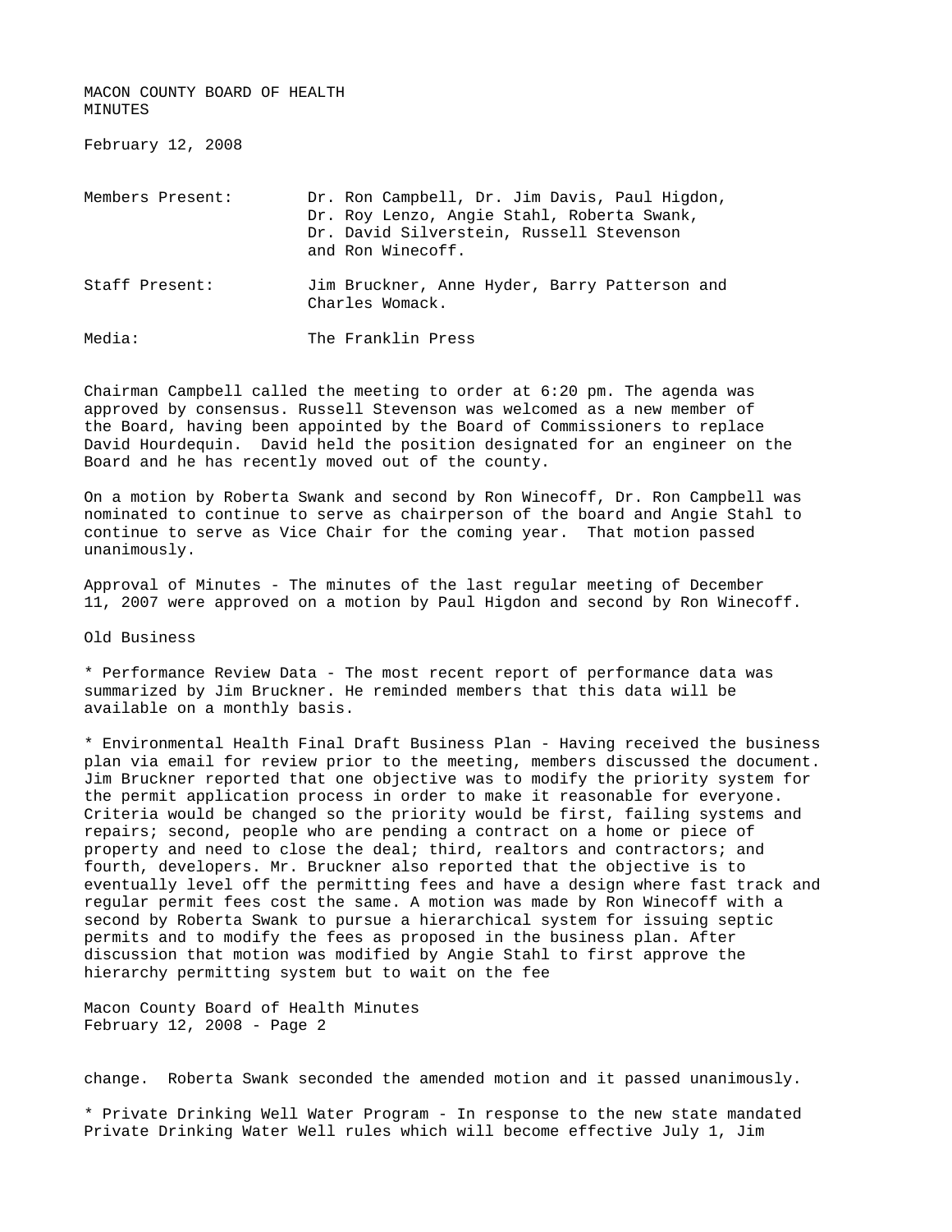MACON COUNTY BOARD OF HEALTH
MINUTES

February 12, 2008

| | |
|---|---|
| Members Present: | Dr. Ron Campbell, Dr. Jim Davis, Paul Higdon, Dr. Roy Lenzo, Angie Stahl, Roberta Swank, Dr. David Silverstein, Russell Stevenson and Ron Winecoff. |
| Staff Present: | Jim Bruckner, Anne Hyder, Barry Patterson and Charles Womack. |
| Media: | The Franklin Press |

Chairman Campbell called the meeting to order at 6:20 pm. The agenda was approved by consensus. Russell Stevenson was welcomed as a new member of the Board, having been appointed by the Board of Commissioners to replace David Hourdequin. David held the position designated for an engineer on the Board and he has recently moved out of the county.

On a motion by Roberta Swank and second by Ron Winecoff, Dr. Ron Campbell was nominated to continue to serve as chairperson of the board and Angie Stahl to continue to serve as Vice Chair for the coming year. That motion passed unanimously.

Approval of Minutes - The minutes of the last regular meeting of December 11, 2007 were approved on a motion by Paul Higdon and second by Ron Winecoff.

Old Business

* Performance Review Data - The most recent report of performance data was summarized by Jim Bruckner. He reminded members that this data will be available on a monthly basis.

* Environmental Health Final Draft Business Plan - Having received the business plan via email for review prior to the meeting, members discussed the document. Jim Bruckner reported that one objective was to modify the priority system for the permit application process in order to make it reasonable for everyone. Criteria would be changed so the priority would be first, failing systems and repairs; second, people who are pending a contract on a home or piece of property and need to close the deal; third, realtors and contractors; and fourth, developers. Mr. Bruckner also reported that the objective is to eventually level off the permitting fees and have a design where fast track and regular permit fees cost the same. A motion was made by Ron Winecoff with a second by Roberta Swank to pursue a hierarchical system for issuing septic permits and to modify the fees as proposed in the business plan. After discussion that motion was modified by Angie Stahl to first approve the hierarchy permitting system but to wait on the fee change. Roberta Swank seconded the amended motion and it passed unanimously.

* Private Drinking Well Water Program - In response to the new state mandated Private Drinking Water Well rules which will become effective July 1, Jim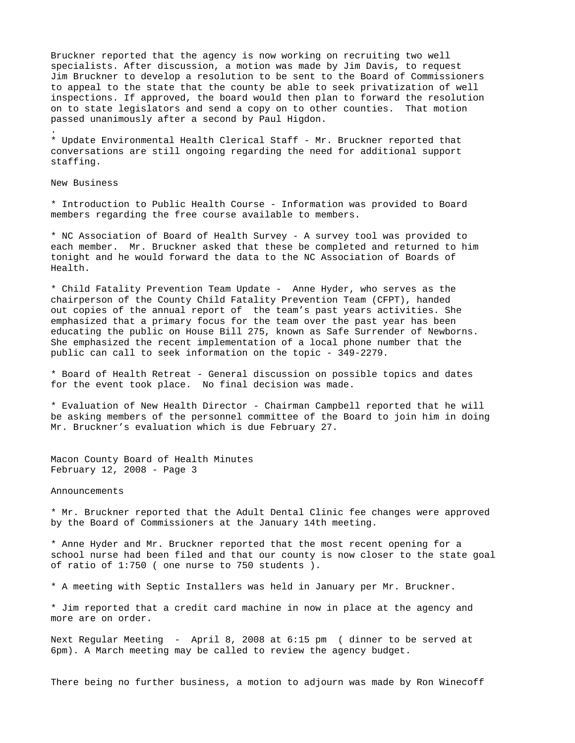Bruckner reported that the agency is now working on recruiting two well specialists. After discussion, a motion was made by Jim Davis, to request Jim Bruckner to develop a resolution to be sent to the Board of Commissioners to appeal to the state that the county be able to seek privatization of well inspections. If approved, the board would then plan to forward the resolution on to state legislators and send a copy on to other counties. That motion passed unanimously after a second by Paul Higdon.

.

* Update Environmental Health Clerical Staff - Mr. Bruckner reported that conversations are still ongoing regarding the need for additional support staffing.

New Business

* Introduction to Public Health Course - Information was provided to Board members regarding the free course available to members.

* NC Association of Board of Health Survey - A survey tool was provided to each member. Mr. Bruckner asked that these be completed and returned to him tonight and he would forward the data to the NC Association of Boards of Health.

* Child Fatality Prevention Team Update - Anne Hyder, who serves as the chairperson of the County Child Fatality Prevention Team (CFPT), handed out copies of the annual report of the team's past years activities. She emphasized that a primary focus for the team over the past year has been educating the public on House Bill 275, known as Safe Surrender of Newborns. She emphasized the recent implementation of a local phone number that the public can call to seek information on the topic - 349-2279.

* Board of Health Retreat - General discussion on possible topics and dates for the event took place. No final decision was made.

* Evaluation of New Health Director - Chairman Campbell reported that he will be asking members of the personnel committee of the Board to join him in doing Mr. Bruckner's evaluation which is due February 27.

Macon County Board of Health Minutes
February 12, 2008 - Page 3

Announcements

* Mr. Bruckner reported that the Adult Dental Clinic fee changes were approved by the Board of Commissioners at the January 14th meeting.

* Anne Hyder and Mr. Bruckner reported that the most recent opening for a school nurse had been filed and that our county is now closer to the state goal of ratio of 1:750 ( one nurse to 750 students ).

* A meeting with Septic Installers was held in January per Mr. Bruckner.

* Jim reported that a credit card machine in now in place at the agency and more are on order.

Next Regular Meeting - April 8, 2008 at 6:15 pm ( dinner to be served at 6pm). A March meeting may be called to review the agency budget.

There being no further business, a motion to adjourn was made by Ron Winecoff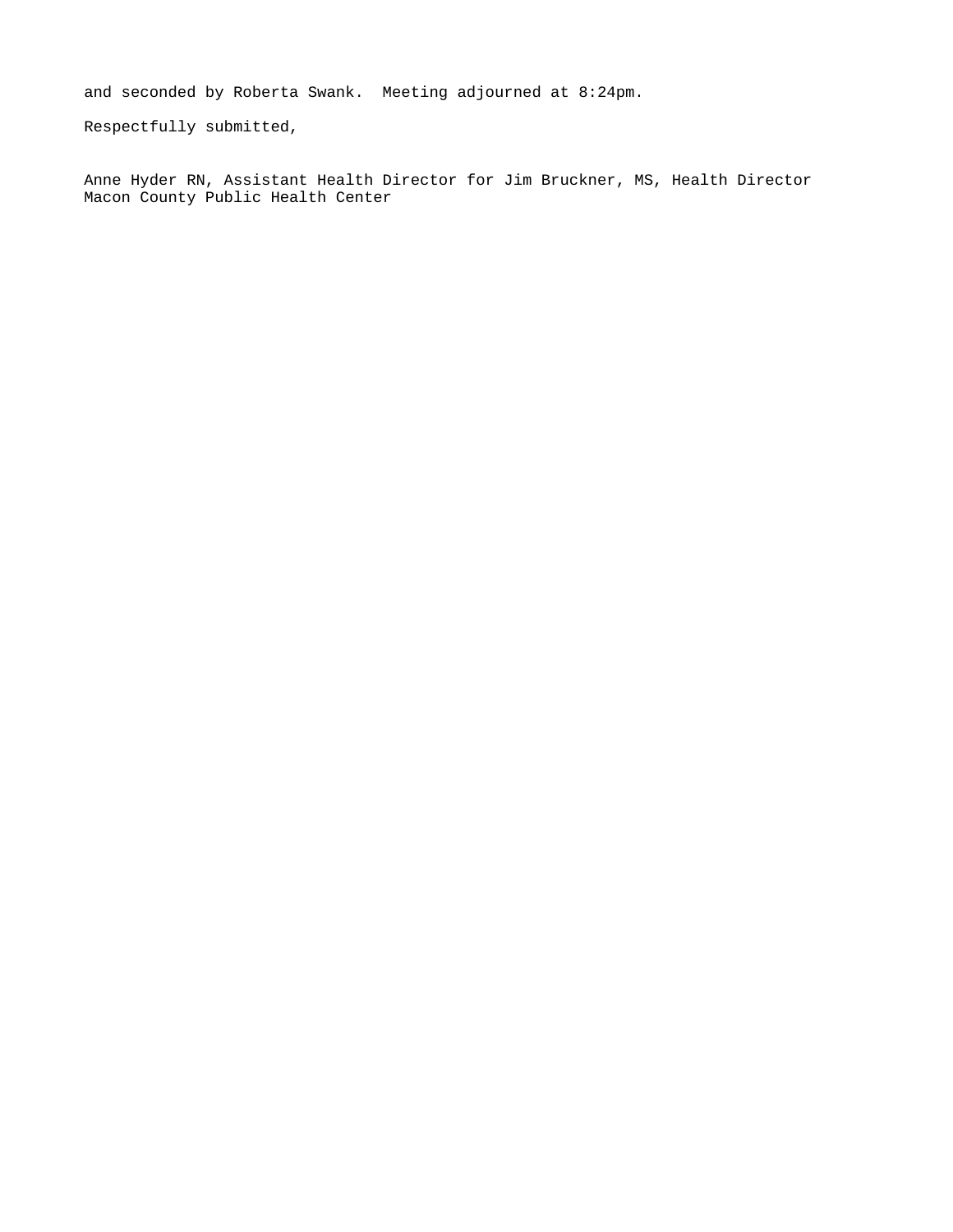and seconded by Roberta Swank.  Meeting adjourned at 8:24pm.

Respectfully submitted,

Anne Hyder RN, Assistant Health Director for Jim Bruckner, MS, Health Director
Macon County Public Health Center